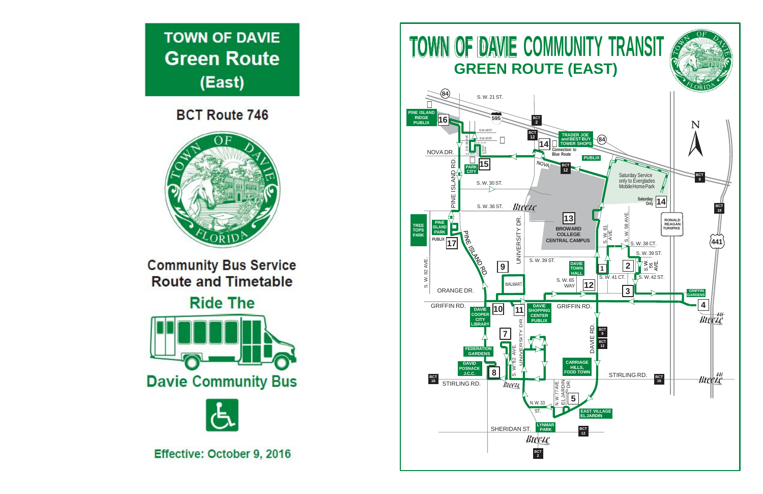# TOWN OF DAVIE Green Route (East)

## BCT Route 746

TOWN OF DAVIE FLORIDA

## Community Bus Service Route and Timetable

### Ride The

### Davie Community Bus

**Effective: October 9, 2016**

---

# TOWN OF DAVIE COMMUNITY TRANSIT

## GREEN ROUTE (EAST)

**Map stops:**

1. S.W. 61 Ave. / S.W. 41 Ct.
2. S.W. 58 Ave. / S.W. 39 St.
3. S.W. 42 St.
4. Griffin Gardens
5. East Village El Jardin
7. S.W. 82 Ave.
8. David Posnack J.C.C.
9. S.W. 39 St. / Pine Island Rd.
10. Davie Cooper City Library
11. Davie Shopping Center Publix
12. S.W. 65 Way / Davie Town Hall
13. Broward College Central Campus
14. Trader Joe and Best Buy Tower Shops (Connection to Blue Route); Saturday Only
15. Park City
16. Pine Island Ridge Publix
17. Pine Island Park / Tree Tops Park Publix

**Map labels:** S.W. 21 ST., 595, 84, S.W. 18 ST., S.W. 20 ST., NOVA DR., PINE ISLAND RD., S.W. 30 ST., S.W. 36 ST., Breeze, UNIVERSITY DR., S.W. 92 AVE., ORANGE DR., GRIFFIN RD., STIRLING RD., SHERIDAN ST., N.W. 33 ST., N.W. 77 AVE., EL JARDIN DR., DAVIE RD., WALMART, PUBLIX, S.W. 38 CT., S.W. 39 ST., S.W. 56 AVE., Federation Gardens, Carriage Hills, Food Town, Lynmar Park, Ronald Reagan Turnpike, 441, Saturday Service only to Everglades Mobile Home Park, BCT 2, BCT 9, BCT 12, BCT 16, BCT 18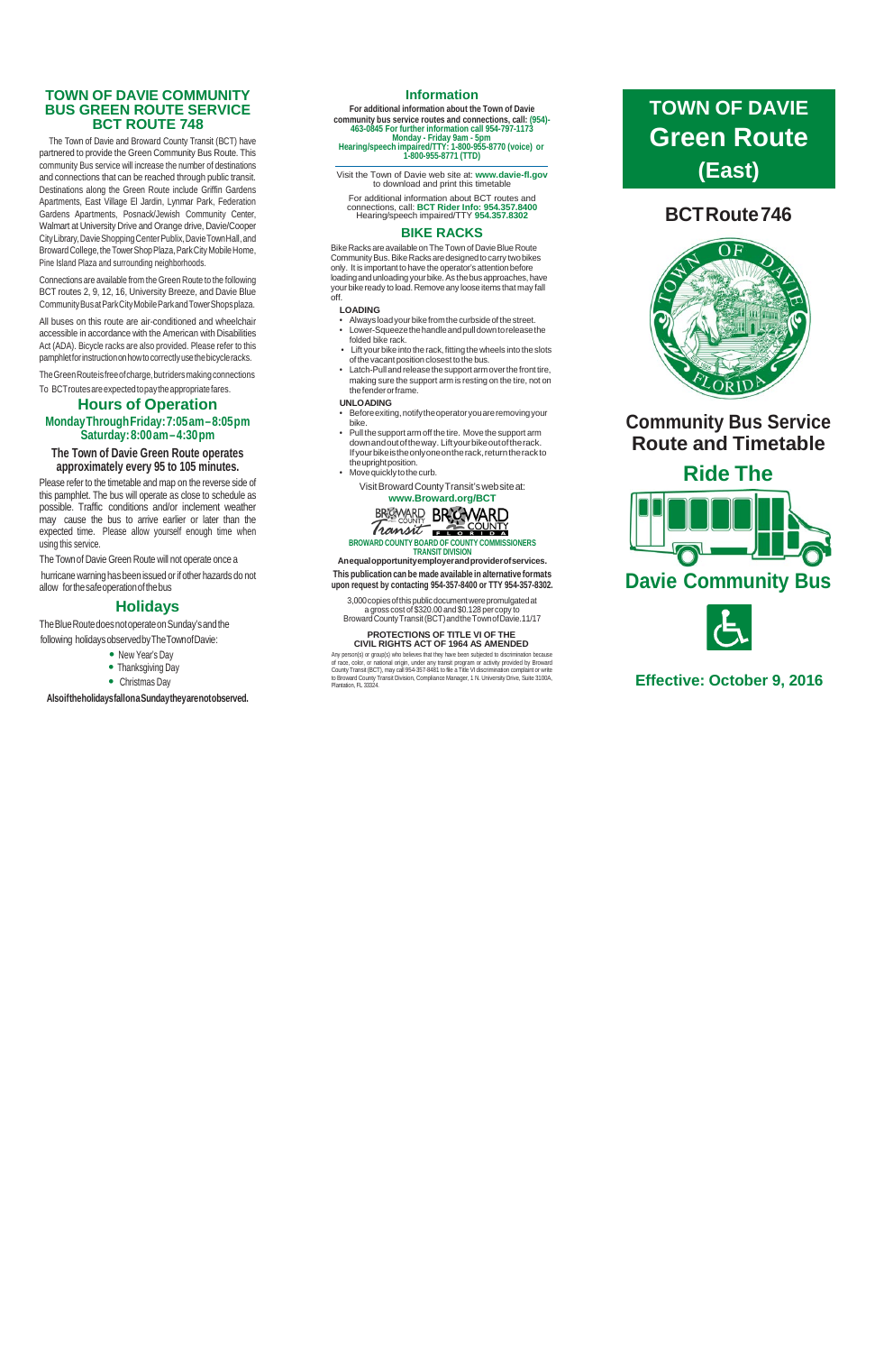## TOWN OF DAVIE COMMUNITY BUS GREEN ROUTE SERVICE BCT ROUTE 748

The Town of Davie and Broward County Transit (BCT) have partnered to provide the Green Community Bus Route. This community Bus service will increase the number of destinations and connections that can be reached through public transit. Destinations along the Green Route include Griffin Gardens Apartments, East Village El Jardin, Lynmar Park, Federation Gardens Apartments, Posnack/Jewish Community Center, Walmart at University Drive and Orange drive, Davie/Cooper City Library, Davie Shopping Center Publix, Davie Town Hall, and Broward College, the Tower Shop Plaza, Park City Mobile Home, Pine Island Plaza and surrounding neighborhoods.

Connections are available from the Green Route to the following BCT routes 2, 9, 12, 16, University Breeze, and Davie Blue Community Bus at Park City Mobile Park and Tower Shops plaza.

All buses on this route are air-conditioned and wheelchair accessible in accordance with the American with Disabilities Act (ADA). Bicycle racks are also provided. Please refer to this pamphlet for instruction on how to correctly use the bicycle racks.

The Green Route is free of charge, but riders making connections To BCT routes are expected to pay the appropriate fares.

### Hours of Operation

**Monday Through Friday: 7:05 am – 8:05 pm**
**Saturday: 8:00 am – 4:30 pm**

**The Town of Davie Green Route operates approximately every 95 to 105 minutes.**

Please refer to the timetable and map on the reverse side of this pamphlet. The bus will operate as close to schedule as possible. Traffic conditions and/or inclement weather may cause the bus to arrive earlier or later than the expected time. Please allow yourself enough time when using this service.

The Town of Davie Green Route will not operate once a hurricane warning has been issued or if other hazards do not allow for the safe operation of the bus

### Holidays

The Blue Route does not operate on Sunday's and the following holidays observed by The Town of Davie:

- New Year's Day
- Thanksgiving Day
- Christmas Day

**Also if the holidays fall on a Sunday they are not observed.**

### Information

**For additional information about the Town of Davie community bus service routes and connections, call: (954)-463-0845 For further information call 954-797-1173 Monday - Friday 9am - 5pm Hearing/speech impaired/TTY: 1-800-955-8770 (voice) or 1-800-955-8771 (TTD)**

Visit the Town of Davie web site at: **www.davie-fl.gov** to download and print this timetable

For additional information about BCT routes and connections, call: **BCT Rider Info: 954.357.8400** Hearing/speech impaired/TTY **954.357.8302**

### BIKE RACKS

Bike Racks are available on The Town of Davie Blue Route Community Bus. Bike Racks are designed to carry two bikes only. It is important to have the operator's attention before loading and unloading your bike. As the bus approaches, have your bike ready to load. Remove any loose items that may fall off.

**LOADING**

- Always load your bike from the curbside of the street.
- Lower-Squeeze the handle and pull down to release the folded bike rack.
- Lift your bike into the rack, fitting the wheels into the slots of the vacant position closest to the bus.
- Latch-Pull and release the support arm over the front tire, making sure the support arm is resting on the tire, not on the fender or frame.

**UNLOADING**

- Before exiting, notify the operator you are removing your bike.
- Pull the support arm off the tire. Move the support arm down and out of the way. Lift your bike out of the rack. If your bike is the only one on the rack, return the rack to the upright position.
- Move quickly to the curb.

Visit Broward County Transit's web site at: **www.Broward.org/BCT**

BROWARD COUNTY Transit BROWARD COUNTY FLORIDA

**BROWARD COUNTY BOARD OF COUNTY COMMISSIONERS TRANSIT DIVISION**

**An equal opportunity employer and provider of services.**

**This publication can be made available in alternative formats upon request by contacting 954-357-8400 or TTY 954-357-8302.**

3,000 copies of this public document were promulgated at a gross cost of $320.00 and $0.128 per copy to Broward County Transit (BCT) and the Town of Davie.11/17

**PROTECTIONS OF TITLE VI OF THE CIVIL RIGHTS ACT OF 1964 AS AMENDED**

Any person(s) or group(s) who believes that they have been subjected to discrimination because of race, color, or national origin, under any transit program or activity provided by Broward County Transit (BCT), may call 954-357-8481 to file a Title VI discrimination complaint or write to Broward County Transit Division, Compliance Manager, 1 N. University Drive, Suite 3100A, Plantation, FL 33324.

# TOWN OF DAVIE Green Route (East)

## BCT Route 746

TOWN OF DAVIE FLORIDA

## Community Bus Service Route and Timetable

## Ride The Davie Community Bus

**Effective: October 9, 2016**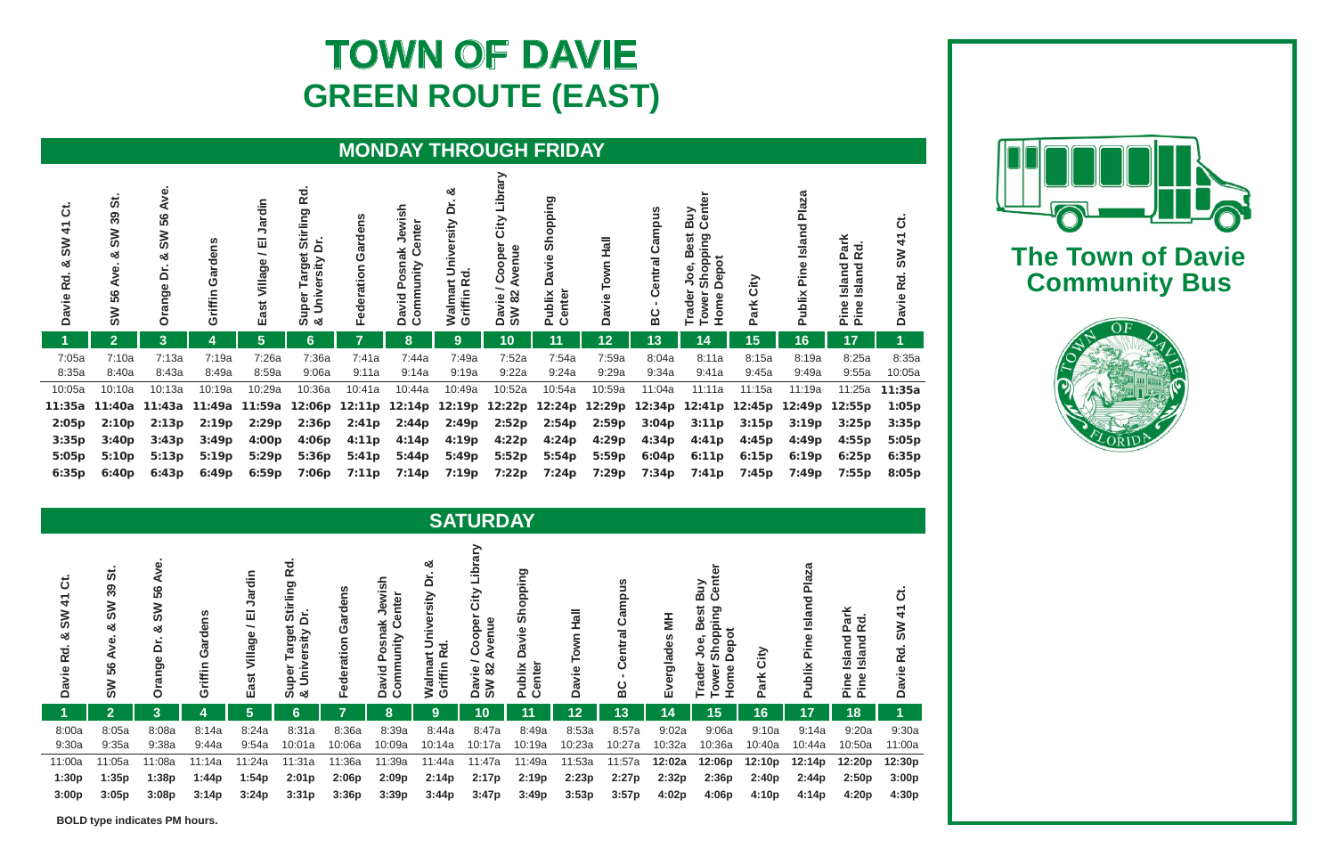# TOWN OF DAVIE

## GREEN ROUTE (EAST)

### MONDAY THROUGH FRIDAY

| Davie Rd. & SW 41 Ct. | SW 56 Ave. & SW 39 St. | Orange Dr. & SW 56 Ave. | Griffin Gardens | East Village / El Jardin | Super Target Stirling Rd. & University Dr. | Federation Gardens | David Posnak Jewish Community Center | Walmart University Dr. & Griffin Rd. | Davie / Cooper City Library SW 82 Avenue | Publix Davie Shopping Center | Davie Town Hall | BC - Central Campus | Trader Joe, Best Buy Tower Shopping Center Home Depot | Park City | Publix Pine Island Plaza | Pine Island Park Pine Island Rd. | Davie Rd. SW 41 Ct. |
|---|---|---|---|---|---|---|---|---|---|---|---|---|---|---|---|---|---|
| 1 | 2 | 3 | 4 | 5 | 6 | 7 | 8 | 9 | 10 | 11 | 12 | 13 | 14 | 15 | 16 | 17 | 1 |
| 7:05a | 7:10a | 7:13a | 7:19a | 7:26a | 7:36a | 7:41a | 7:44a | 7:49a | 7:52a | 7:54a | 7:59a | 8:04a | 8:11a | 8:15a | 8:19a | 8:25a | 8:35a |
| 8:35a | 8:40a | 8:43a | 8:49a | 8:59a | 9:06a | 9:11a | 9:14a | 9:19a | 9:22a | 9:24a | 9:29a | 9:34a | 9:41a | 9:45a | 9:49a | 9:55a | 10:05a |
| 10:05a | 10:10a | 10:13a | 10:19a | 10:29a | 10:36a | 10:41a | 10:44a | 10:49a | 10:52a | 10:54a | 10:59a | 11:04a | 11:11a | 11:15a | 11:19a | 11:25a | **11:35a** |
| **11:35a** | **11:40a** | **11:43a** | **11:49a** | **11:59a** | **12:06p** | **12:11p** | **12:14p** | **12:19p** | **12:22p** | **12:24p** | **12:29p** | **12:34p** | **12:41p** | **12:45p** | **12:49p** | **12:55p** | **1:05p** |
| **2:05p** | **2:10p** | **2:13p** | **2:19p** | **2:29p** | **2:36p** | **2:41p** | **2:44p** | **2:49p** | **2:52p** | **2:54p** | **2:59p** | **3:04p** | **3:11p** | **3:15p** | **3:19p** | **3:25p** | **3:35p** |
| **3:35p** | **3:40p** | **3:43p** | **3:49p** | **4:00p** | **4:06p** | **4:11p** | **4:14p** | **4:19p** | **4:22p** | **4:24p** | **4:29p** | **4:34p** | **4:41p** | **4:45p** | **4:49p** | **4:55p** | **5:05p** |
| **5:05p** | **5:10p** | **5:13p** | **5:19p** | **5:29p** | **5:36p** | **5:41p** | **5:44p** | **5:49p** | **5:52p** | **5:54p** | **5:59p** | **6:04p** | **6:11p** | **6:15p** | **6:19p** | **6:25p** | **6:35p** |
| **6:35p** | **6:40p** | **6:43p** | **6:49p** | **6:59p** | **7:06p** | **7:11p** | **7:14p** | **7:19p** | **7:22p** | **7:24p** | **7:29p** | **7:34p** | **7:41p** | **7:45p** | **7:49p** | **7:55p** | **8:05p** |

### SATURDAY

| Davie Rd. & SW 41 Ct. | SW 56 Ave. & SW 39 St. | Orange Dr. & SW 56 Ave. | Griffin Gardens | East Village / El Jardin | Super Target Stirling Rd. & University Dr. | Federation Gardens | David Posnak Jewish Community Center | Walmart University Dr. & Griffin Rd. | Davie / Cooper City Library SW 82 Avenue | Publix Davie Shopping Center | Davie Town Hall | BC - Central Campus | Everglades MH | Trader Joe, Best Buy Tower Shopping Center Home Depot | Park City | Publix Pine Island Plaza | Pine Island Park Pine Island Rd. | Davie Rd. SW 41 Ct. |
|---|---|---|---|---|---|---|---|---|---|---|---|---|---|---|---|---|---|---|
| 1 | 2 | 3 | 4 | 5 | 6 | 7 | 8 | 9 | 10 | 11 | 12 | 13 | 14 | 15 | 16 | 17 | 18 | 1 |
| 8:00a | 8:05a | 8:08a | 8:14a | 8:24a | 8:31a | 8:36a | 8:39a | 8:44a | 8:47a | 8:49a | 8:53a | 8:57a | 9:02a | 9:06a | 9:10a | 9:14a | 9:20a | 9:30a |
| 9:30a | 9:35a | 9:38a | 9:44a | 9:54a | 10:01a | 10:06a | 10:09a | 10:14a | 10:17a | 10:19a | 10:23a | 10:27a | 10:32a | 10:36a | 10:40a | 10:44a | 10:50a | 11:00a |
| 11:00a | 11:05a | 11:08a | 11:14a | 11:24a | 11:31a | 11:36a | 11:39a | 11:44a | 11:47a | 11:49a | 11:53a | 11:57a | **12:02a** | **12:06p** | **12:10p** | **12:14p** | **12:20p** | **12:30p** |
| **1:30p** | **1:35p** | **1:38p** | **1:44p** | **1:54p** | **2:01p** | **2:06p** | **2:09p** | **2:14p** | **2:17p** | **2:19p** | **2:23p** | **2:27p** | **2:32p** | **2:36p** | **2:40p** | **2:44p** | **2:50p** | **3:00p** |
| **3:00p** | **3:05p** | **3:08p** | **3:14p** | **3:24p** | **3:31p** | **3:36p** | **3:39p** | **3:44p** | **3:47p** | **3:49p** | **3:53p** | **3:57p** | **4:02p** | **4:06p** | **4:10p** | **4:14p** | **4:20p** | **4:30p** |

**BOLD type indicates PM hours.**

## The Town of Davie Community Bus